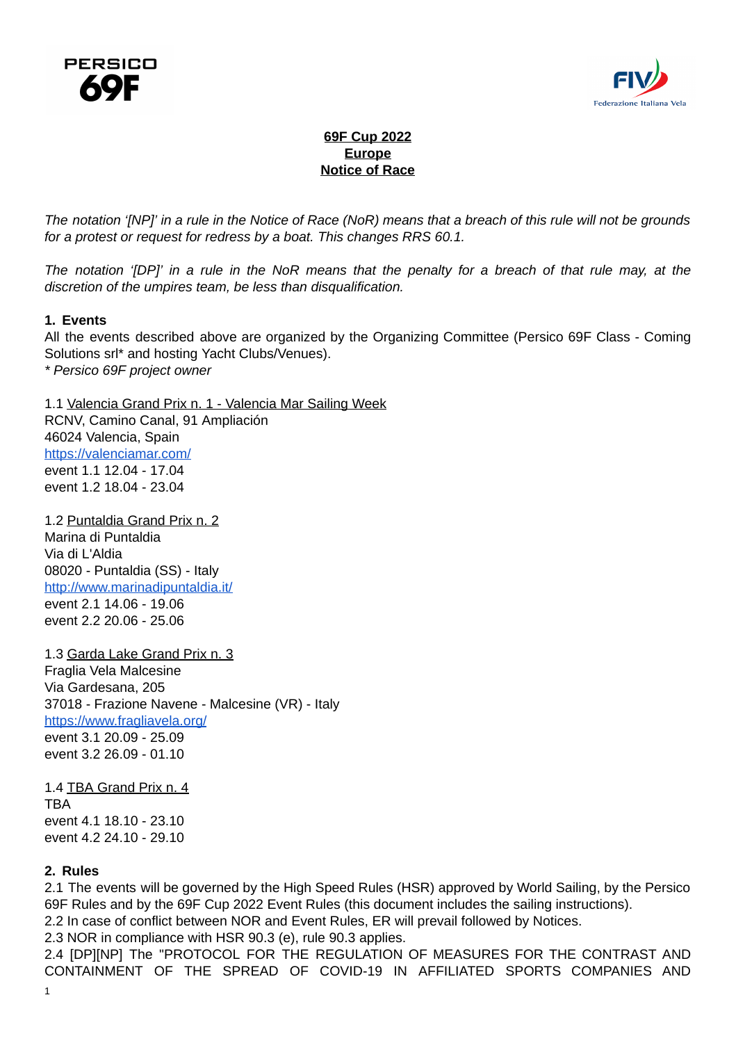**69F Cup 2022**
**Europe**
**Notice of Race**

*The notation '[NP]' in a rule in the Notice of Race (NoR) means that a breach of this rule will not be grounds for a protest or request for redress by a boat. This changes RRS 60.1.*

*The notation '[DP]' in a rule in the NoR means that the penalty for a breach of that rule may, at the discretion of the umpires team, be less than disqualification.*

**1. Events**

All the events described above are organized by the Organizing Committee (Persico 69F Class - Coming Solutions srl* and hosting Yacht Clubs/Venues).
*\* Persico 69F project owner*

1.1 Valencia Grand Prix n. 1 - Valencia Mar Sailing Week
RCNV, Camino Canal, 91 Ampliación
46024 Valencia, Spain
https://valenciamar.com/
event 1.1 12.04 - 17.04
event 1.2 18.04 - 23.04

1.2 Puntaldia Grand Prix n. 2
Marina di Puntaldia
Via di L'Aldia
08020 - Puntaldia (SS) - Italy
http://www.marinadipuntaldia.it/
event 2.1 14.06 - 19.06
event 2.2 20.06 - 25.06

1.3 Garda Lake Grand Prix n. 3
Fraglia Vela Malcesine
Via Gardesana, 205
37018 - Frazione Navene - Malcesine (VR) - Italy
https://www.fragliavela.org/
event 3.1 20.09 - 25.09
event 3.2 26.09 - 01.10

1.4 TBA Grand Prix n. 4
TBA
event 4.1 18.10 - 23.10
event 4.2 24.10 - 29.10

**2. Rules**

2.1 The events will be governed by the High Speed Rules (HSR) approved by World Sailing, by the Persico 69F Rules and by the 69F Cup 2022 Event Rules (this document includes the sailing instructions).
2.2 In case of conflict between NOR and Event Rules, ER will prevail followed by Notices.
2.3 NOR in compliance with HSR 90.3 (e), rule 90.3 applies.
2.4 [DP][NP] The "PROTOCOL FOR THE REGULATION OF MEASURES FOR THE CONTRAST AND CONTAINMENT OF THE SPREAD OF COVID-19 IN AFFILIATED SPORTS COMPANIES AND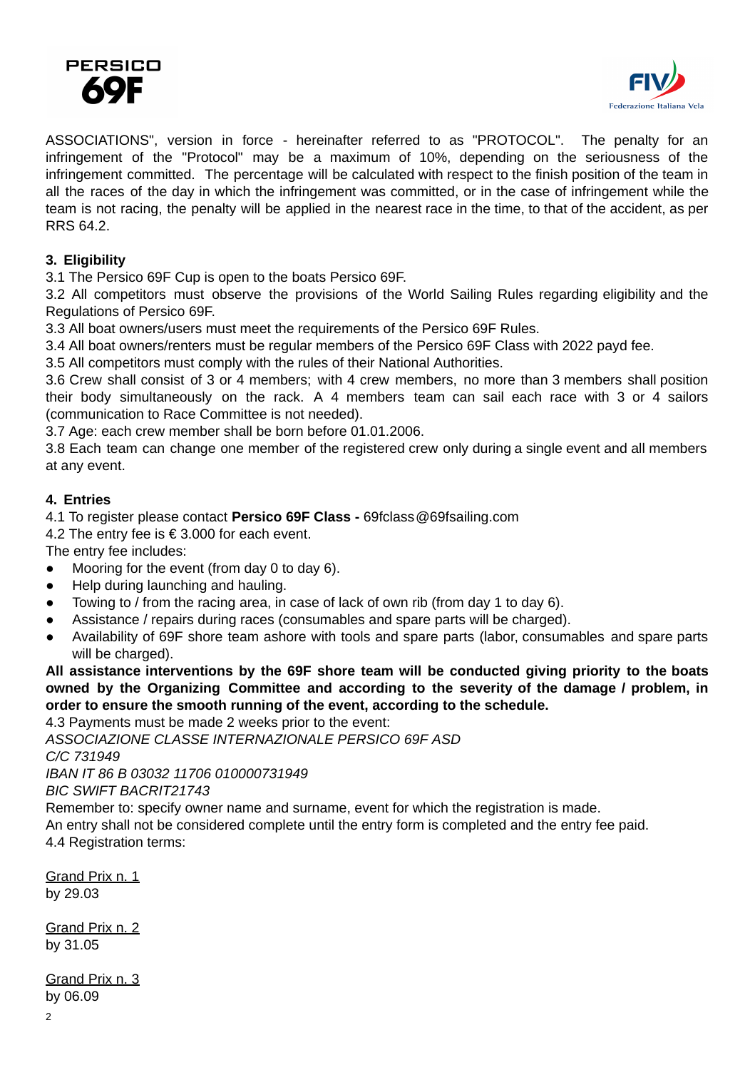ASSOCIATIONS", version in force - hereinafter referred to as "PROTOCOL". The penalty for an infringement of the "Protocol" may be a maximum of 10%, depending on the seriousness of the infringement committed. The percentage will be calculated with respect to the finish position of the team in all the races of the day in which the infringement was committed, or in the case of infringement while the team is not racing, the penalty will be applied in the nearest race in the time, to that of the accident, as per RRS 64.2.

### 3. Eligibility

3.1 The Persico 69F Cup is open to the boats Persico 69F.
3.2 All competitors must observe the provisions of the World Sailing Rules regarding eligibility and the Regulations of Persico 69F.
3.3 All boat owners/users must meet the requirements of the Persico 69F Rules.
3.4 All boat owners/renters must be regular members of the Persico 69F Class with 2022 payd fee.
3.5 All competitors must comply with the rules of their National Authorities.
3.6 Crew shall consist of 3 or 4 members; with 4 crew members, no more than 3 members shall position their body simultaneously on the rack. A 4 members team can sail each race with 3 or 4 sailors (communication to Race Committee is not needed).
3.7 Age: each crew member shall be born before 01.01.2006.
3.8 Each team can change one member of the registered crew only during a single event and all members at any event.

### 4. Entries

4.1 To register please contact **Persico 69F Class -** 69fclass@69fsailing.com
4.2 The entry fee is € 3.000 for each event.
The entry fee includes:

- Mooring for the event (from day 0 to day 6).
- Help during launching and hauling.
- Towing to / from the racing area, in case of lack of own rib (from day 1 to day 6).
- Assistance / repairs during races (consumables and spare parts will be charged).
- Availability of 69F shore team ashore with tools and spare parts (labor, consumables and spare parts will be charged).

**All assistance interventions by the 69F shore team will be conducted giving priority to the boats owned by the Organizing Committee and according to the severity of the damage / problem, in order to ensure the smooth running of the event, according to the schedule.**

4.3 Payments must be made 2 weeks prior to the event:
*ASSOCIAZIONE CLASSE INTERNAZIONALE PERSICO 69F ASD*
*C/C 731949*
*IBAN IT 86 B 03032 11706 010000731949*
*BIC SWIFT BACRIT21743*
Remember to: specify owner name and surname, event for which the registration is made.
An entry shall not be considered complete until the entry form is completed and the entry fee paid.
4.4 Registration terms:

<u>Grand Prix n. 1</u>
by 29.03

<u>Grand Prix n. 2</u>
by 31.05

<u>Grand Prix n. 3</u>
by 06.09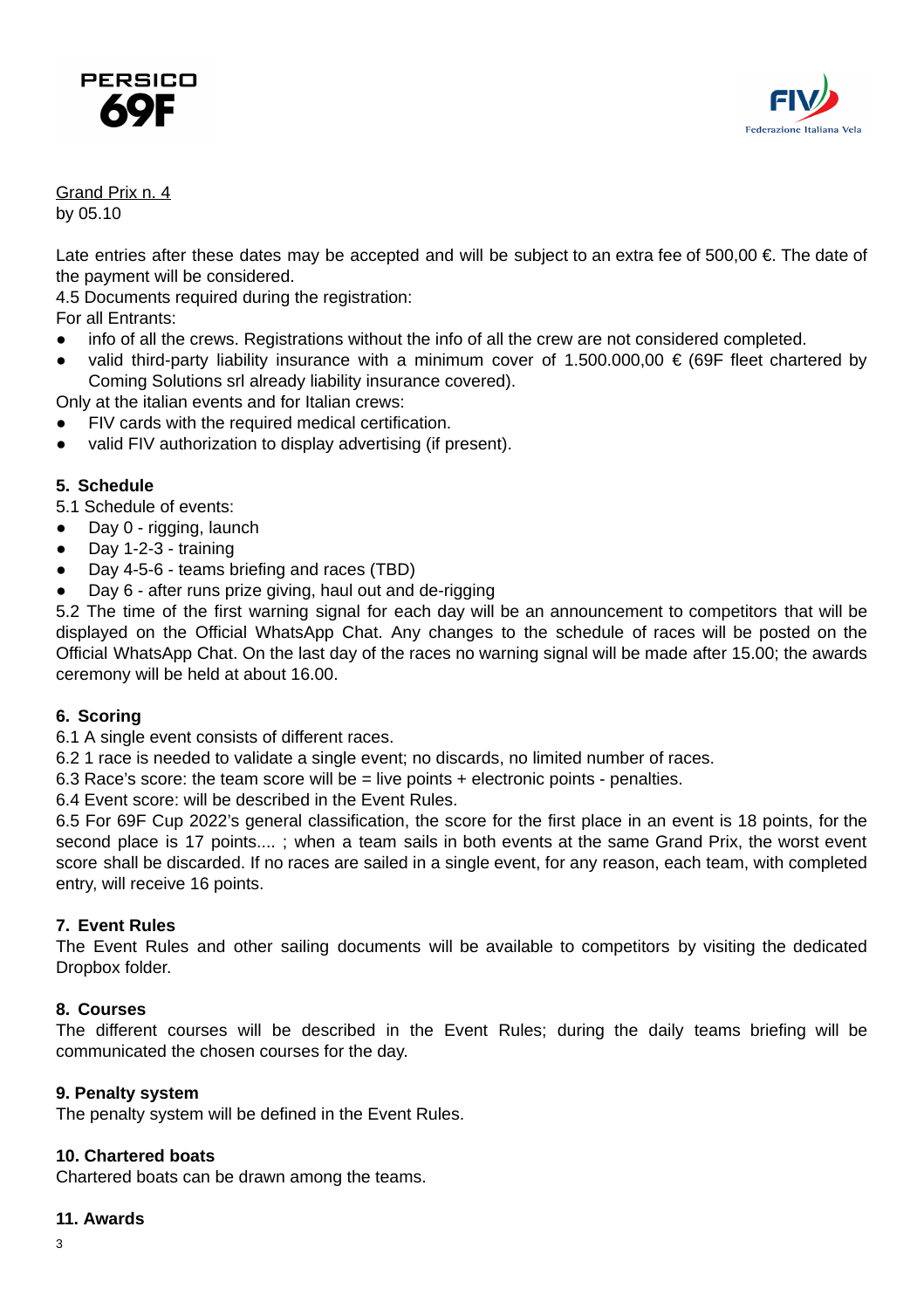Grand Prix n. 4
by 05.10

Late entries after these dates may be accepted and will be subject to an extra fee of 500,00 €. The date of the payment will be considered.
4.5 Documents required during the registration:
For all Entrants:

- info of all the crews. Registrations without the info of all the crew are not considered completed.
- valid third-party liability insurance with a minimum cover of 1.500.000,00 € (69F fleet chartered by Coming Solutions srl already liability insurance covered).

Only at the italian events and for Italian crews:

- FIV cards with the required medical certification.
- valid FIV authorization to display advertising (if present).

## 5. Schedule

5.1 Schedule of events:

- Day 0 - rigging, launch
- Day 1-2-3 - training
- Day 4-5-6 - teams briefing and races (TBD)
- Day 6 - after runs prize giving, haul out and de-rigging

5.2 The time of the first warning signal for each day will be an announcement to competitors that will be displayed on the Official WhatsApp Chat. Any changes to the schedule of races will be posted on the Official WhatsApp Chat. On the last day of the races no warning signal will be made after 15.00; the awards ceremony will be held at about 16.00.

## 6. Scoring

6.1 A single event consists of different races.
6.2 1 race is needed to validate a single event; no discards, no limited number of races.
6.3 Race's score: the team score will be = live points + electronic points - penalties.
6.4 Event score: will be described in the Event Rules.
6.5 For 69F Cup 2022's general classification, the score for the first place in an event is 18 points, for the second place is 17 points.... ; when a team sails in both events at the same Grand Prix, the worst event score shall be discarded. If no races are sailed in a single event, for any reason, each team, with completed entry, will receive 16 points.

## 7. Event Rules

The Event Rules and other sailing documents will be available to competitors by visiting the dedicated Dropbox folder.

## 8. Courses

The different courses will be described in the Event Rules; during the daily teams briefing will be communicated the chosen courses for the day.

## 9. Penalty system

The penalty system will be defined in the Event Rules.

## 10. Chartered boats

Chartered boats can be drawn among the teams.

## 11. Awards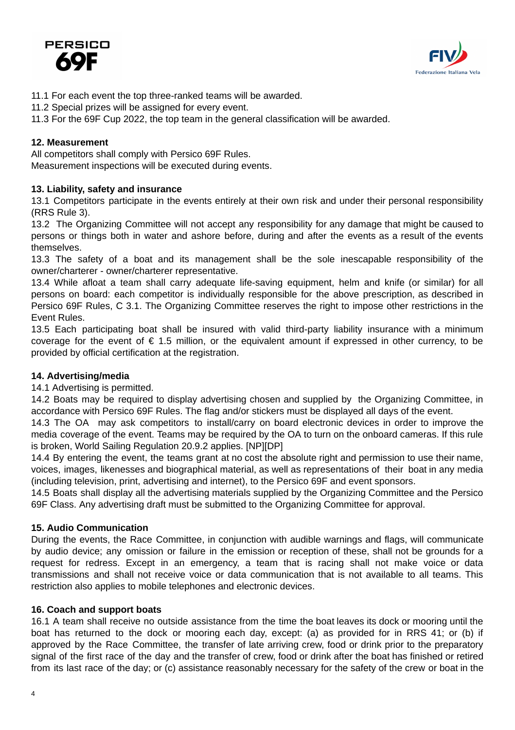11.1 For each event the top three-ranked teams will be awarded.
11.2 Special prizes will be assigned for every event.
11.3 For the 69F Cup 2022, the top team in the general classification will be awarded.

**12. Measurement**

All competitors shall comply with Persico 69F Rules.
Measurement inspections will be executed during events.

**13. Liability, safety and insurance**

13.1 Competitors participate in the events entirely at their own risk and under their personal responsibility (RRS Rule 3).

13.2 The Organizing Committee will not accept any responsibility for any damage that might be caused to persons or things both in water and ashore before, during and after the events as a result of the events themselves.

13.3 The safety of a boat and its management shall be the sole inescapable responsibility of the owner/charterer - owner/charterer representative.

13.4 While afloat a team shall carry adequate life-saving equipment, helm and knife (or similar) for all persons on board: each competitor is individually responsible for the above prescription, as described in Persico 69F Rules, C 3.1. The Organizing Committee reserves the right to impose other restrictions in the Event Rules.

13.5 Each participating boat shall be insured with valid third-party liability insurance with a minimum coverage for the event of € 1.5 million, or the equivalent amount if expressed in other currency, to be provided by official certification at the registration.

**14. Advertising/media**

14.1 Advertising is permitted.

14.2 Boats may be required to display advertising chosen and supplied by the Organizing Committee, in accordance with Persico 69F Rules. The flag and/or stickers must be displayed all days of the event.

14.3 The OA may ask competitors to install/carry on board electronic devices in order to improve the media coverage of the event. Teams may be required by the OA to turn on the onboard cameras. If this rule is broken, World Sailing Regulation 20.9.2 applies. [NP][DP]

14.4 By entering the event, the teams grant at no cost the absolute right and permission to use their name, voices, images, likenesses and biographical material, as well as representations of their boat in any media (including television, print, advertising and internet), to the Persico 69F and event sponsors.

14.5 Boats shall display all the advertising materials supplied by the Organizing Committee and the Persico 69F Class. Any advertising draft must be submitted to the Organizing Committee for approval.

**15. Audio Communication**

During the events, the Race Committee, in conjunction with audible warnings and flags, will communicate by audio device; any omission or failure in the emission or reception of these, shall not be grounds for a request for redress. Except in an emergency, a team that is racing shall not make voice or data transmissions and shall not receive voice or data communication that is not available to all teams. This restriction also applies to mobile telephones and electronic devices.

**16. Coach and support boats**

16.1 A team shall receive no outside assistance from the time the boat leaves its dock or mooring until the boat has returned to the dock or mooring each day, except: (a) as provided for in RRS 41; or (b) if approved by the Race Committee, the transfer of late arriving crew, food or drink prior to the preparatory signal of the first race of the day and the transfer of crew, food or drink after the boat has finished or retired from its last race of the day; or (c) assistance reasonably necessary for the safety of the crew or boat in the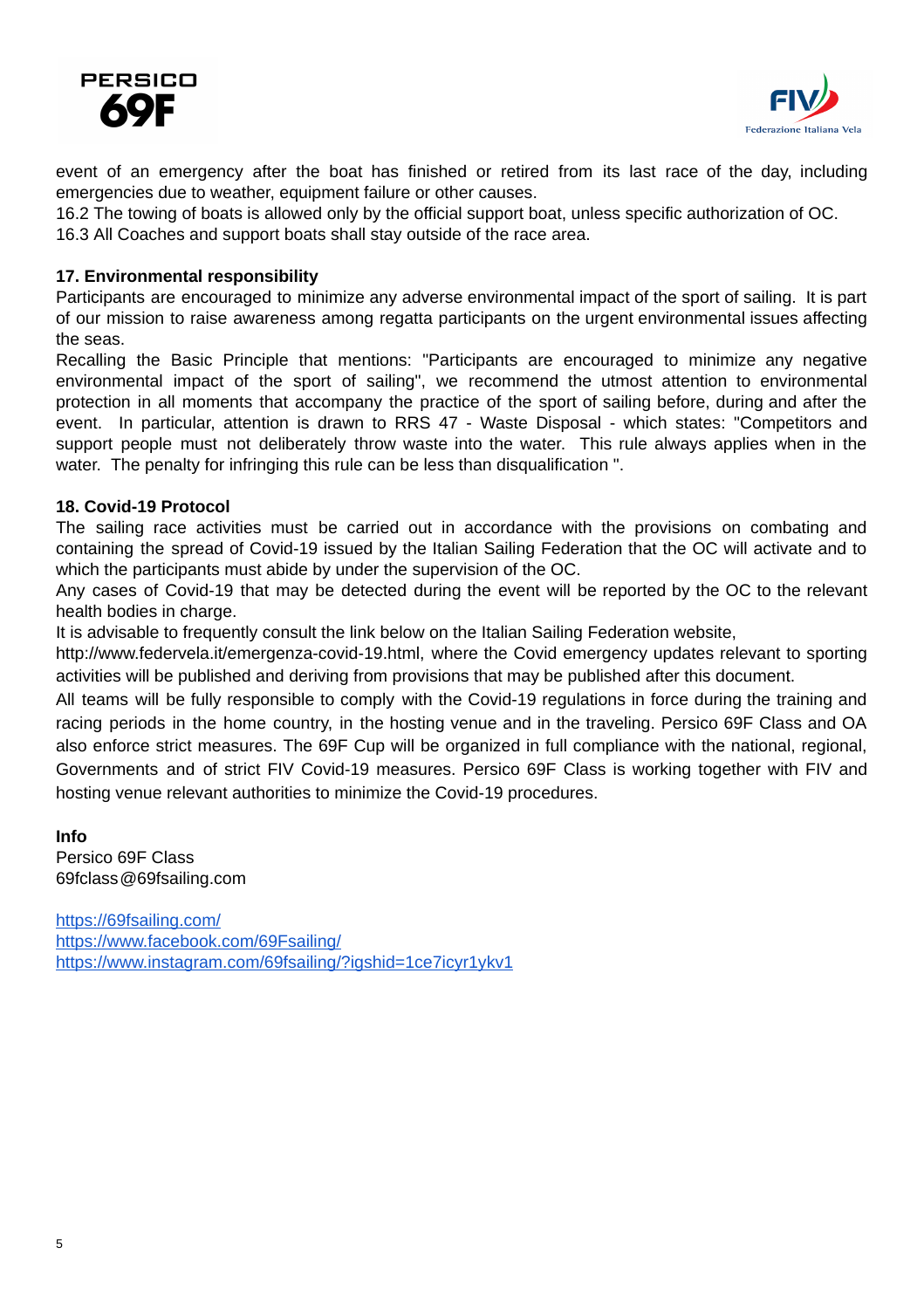event of an emergency after the boat has finished or retired from its last race of the day, including emergencies due to weather, equipment failure or other causes.

16.2 The towing of boats is allowed only by the official support boat, unless specific authorization of OC.

16.3 All Coaches and support boats shall stay outside of the race area.

**17. Environmental responsibility**

Participants are encouraged to minimize any adverse environmental impact of the sport of sailing. It is part of our mission to raise awareness among regatta participants on the urgent environmental issues affecting the seas.

Recalling the Basic Principle that mentions: "Participants are encouraged to minimize any negative environmental impact of the sport of sailing", we recommend the utmost attention to environmental protection in all moments that accompany the practice of the sport of sailing before, during and after the event. In particular, attention is drawn to RRS 47 - Waste Disposal - which states: "Competitors and support people must not deliberately throw waste into the water. This rule always applies when in the water. The penalty for infringing this rule can be less than disqualification ".

**18. Covid-19 Protocol**

The sailing race activities must be carried out in accordance with the provisions on combating and containing the spread of Covid-19 issued by the Italian Sailing Federation that the OC will activate and to which the participants must abide by under the supervision of the OC.

Any cases of Covid-19 that may be detected during the event will be reported by the OC to the relevant health bodies in charge.

It is advisable to frequently consult the link below on the Italian Sailing Federation website, http://www.federvela.it/emergenza-covid-19.html, where the Covid emergency updates relevant to sporting activities will be published and deriving from provisions that may be published after this document.

All teams will be fully responsible to comply with the Covid-19 regulations in force during the training and racing periods in the home country, in the hosting venue and in the traveling. Persico 69F Class and OA also enforce strict measures. The 69F Cup will be organized in full compliance with the national, regional, Governments and of strict FIV Covid-19 measures. Persico 69F Class is working together with FIV and hosting venue relevant authorities to minimize the Covid-19 procedures.

**Info**

Persico 69F Class
69fclass@69fsailing.com

https://69fsailing.com/
https://www.facebook.com/69Fsailing/
https://www.instagram.com/69fsailing/?igshid=1ce7icyr1ykv1